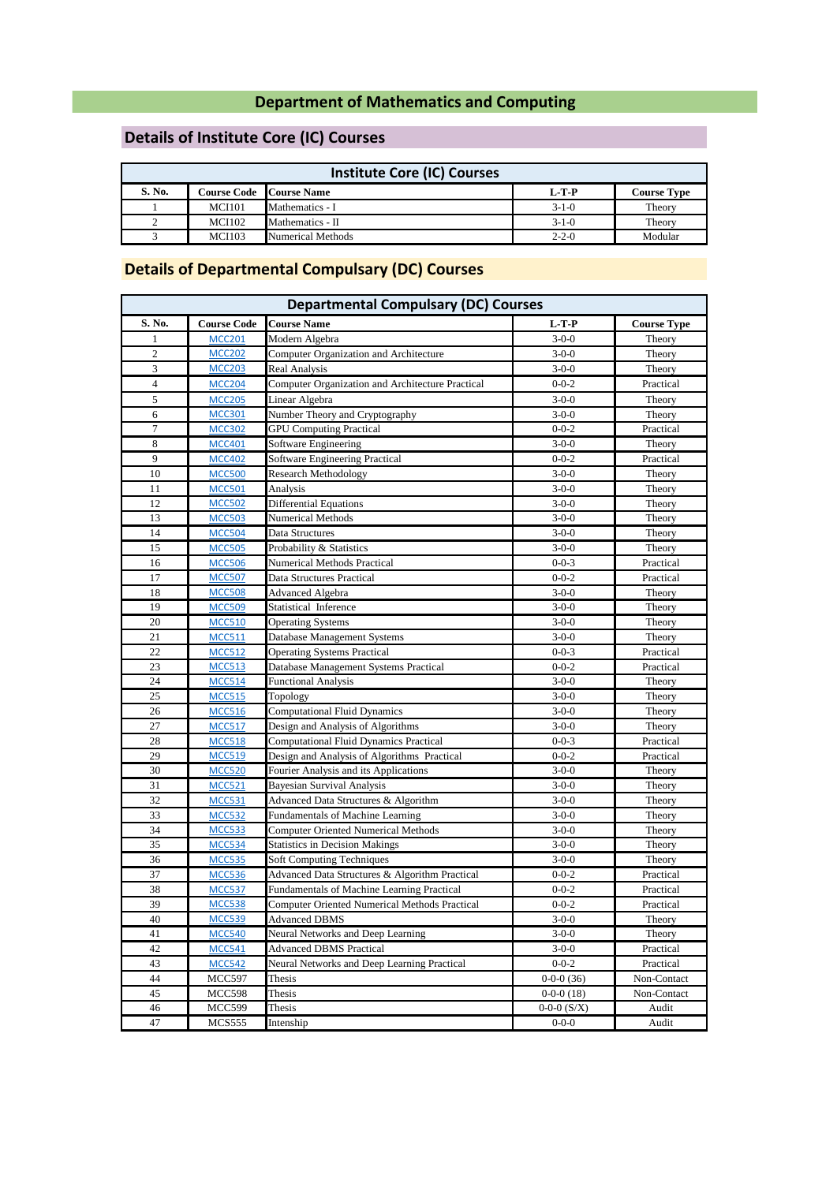# Department of Mathematics and Computing

## Details of Institute Core (IC) Courses

| Institute Core (IC) Courses | | | | |
|---|---|---|---|---|
| **S. No.** | **Course Code** | **Course Name** | **L-T-P** | **Course Type** |
| 1 | MCI101 | Mathematics - I | 3-1-0 | Theory |
| 2 | MCI102 | Mathematics - II | 3-1-0 | Theory |
| 3 | MCI103 | Numerical Methods | 2-2-0 | Modular |

## Details of Departmental Compulsary (DC) Courses

| Departmental Compulsary (DC) Courses | | | | |
|---|---|---|---|---|
| **S. No.** | **Course Code** | **Course Name** | **L-T-P** | **Course Type** |
| 1 | MCC201 | Modern Algebra | 3-0-0 | Theory |
| 2 | MCC202 | Computer Organization and Architecture | 3-0-0 | Theory |
| 3 | MCC203 | Real Analysis | 3-0-0 | Theory |
| 4 | MCC204 | Computer Organization and Architecture Practical | 0-0-2 | Practical |
| 5 | MCC205 | Linear Algebra | 3-0-0 | Theory |
| 6 | MCC301 | Number Theory and Cryptography | 3-0-0 | Theory |
| 7 | MCC302 | GPU Computing Practical | 0-0-2 | Practical |
| 8 | MCC401 | Software Engineering | 3-0-0 | Theory |
| 9 | MCC402 | Software Engineering Practical | 0-0-2 | Practical |
| 10 | MCC500 | Research Methodology | 3-0-0 | Theory |
| 11 | MCC501 | Analysis | 3-0-0 | Theory |
| 12 | MCC502 | Differential Equations | 3-0-0 | Theory |
| 13 | MCC503 | Numerical Methods | 3-0-0 | Theory |
| 14 | MCC504 | Data Structures | 3-0-0 | Theory |
| 15 | MCC505 | Probability & Statistics | 3-0-0 | Theory |
| 16 | MCC506 | Numerical Methods Practical | 0-0-3 | Practical |
| 17 | MCC507 | Data Structures Practical | 0-0-2 | Practical |
| 18 | MCC508 | Advanced Algebra | 3-0-0 | Theory |
| 19 | MCC509 | Statistical Inference | 3-0-0 | Theory |
| 20 | MCC510 | Operating Systems | 3-0-0 | Theory |
| 21 | MCC511 | Database Management Systems | 3-0-0 | Theory |
| 22 | MCC512 | Operating Systems Practical | 0-0-3 | Practical |
| 23 | MCC513 | Database Management Systems Practical | 0-0-2 | Practical |
| 24 | MCC514 | Functional Analysis | 3-0-0 | Theory |
| 25 | MCC515 | Topology | 3-0-0 | Theory |
| 26 | MCC516 | Computational Fluid Dynamics | 3-0-0 | Theory |
| 27 | MCC517 | Design and Analysis of Algorithms | 3-0-0 | Theory |
| 28 | MCC518 | Computational Fluid Dynamics Practical | 0-0-3 | Practical |
| 29 | MCC519 | Design and Analysis of Algorithms Practical | 0-0-2 | Practical |
| 30 | MCC520 | Fourier Analysis and its Applications | 3-0-0 | Theory |
| 31 | MCC521 | Bayesian Survival Analysis | 3-0-0 | Theory |
| 32 | MCC531 | Advanced Data Structures & Algorithm | 3-0-0 | Theory |
| 33 | MCC532 | Fundamentals of Machine Learning | 3-0-0 | Theory |
| 34 | MCC533 | Computer Oriented Numerical Methods | 3-0-0 | Theory |
| 35 | MCC534 | Statistics in Decision Makings | 3-0-0 | Theory |
| 36 | MCC535 | Soft Computing Techniques | 3-0-0 | Theory |
| 37 | MCC536 | Advanced Data Structures & Algorithm Practical | 0-0-2 | Practical |
| 38 | MCC537 | Fundamentals of Machine Learning Practical | 0-0-2 | Practical |
| 39 | MCC538 | Computer Oriented Numerical Methods Practical | 0-0-2 | Practical |
| 40 | MCC539 | Advanced DBMS | 3-0-0 | Theory |
| 41 | MCC540 | Neural Networks and Deep Learning | 3-0-0 | Theory |
| 42 | MCC541 | Advanced DBMS Practical | 3-0-0 | Practical |
| 43 | MCC542 | Neural Networks and Deep Learning Practical | 0-0-2 | Practical |
| 44 | MCC597 | Thesis | 0-0-0 (36) | Non-Contact |
| 45 | MCC598 | Thesis | 0-0-0 (18) | Non-Contact |
| 46 | MCC599 | Thesis | 0-0-0 (S/X) | Audit |
| 47 | MCS555 | Intenship | 0-0-0 | Audit |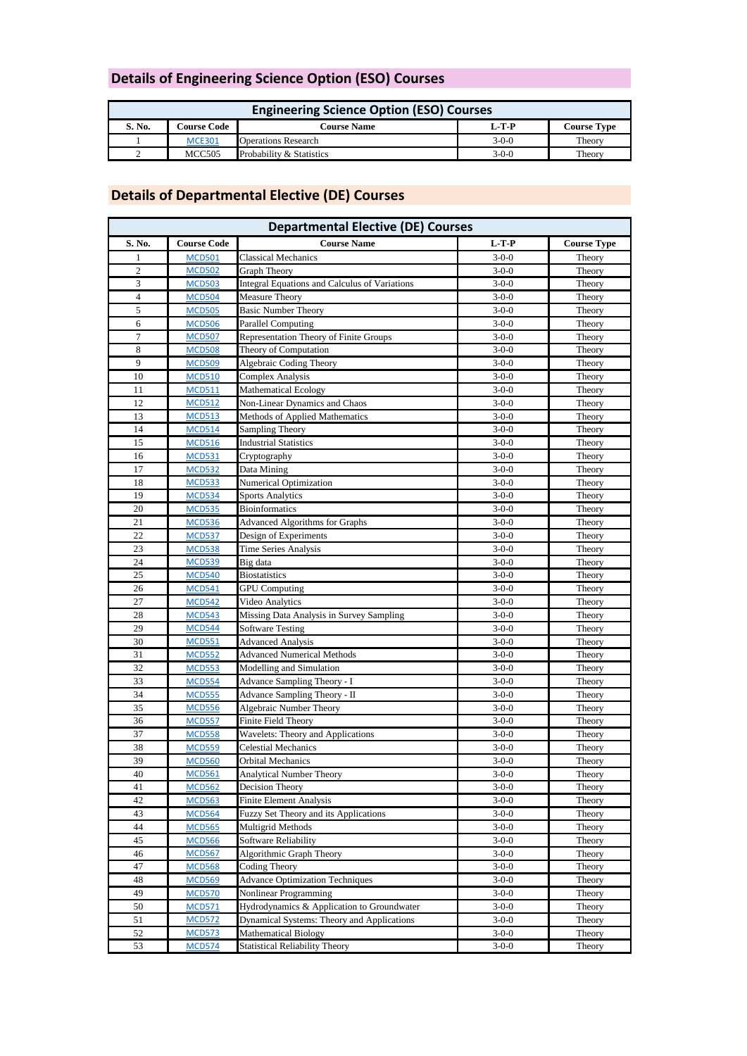## Details of Engineering Science Option (ESO) Courses

| Engineering Science Option (ESO) Courses | | | | |
|---|---|---|---|---|
| **S. No.** | **Course Code** | **Course Name** | **L-T-P** | **Course Type** |
| 1 | MCE301 | Operations Research | 3-0-0 | Theory |
| 2 | MCC505 | Probability & Statistics | 3-0-0 | Theory |

## Details of Departmental Elective (DE) Courses

| Departmental Elective (DE) Courses | | | | |
|---|---|---|---|---|
| **S. No.** | **Course Code** | **Course Name** | **L-T-P** | **Course Type** |
| 1 | MCD501 | Classical Mechanics | 3-0-0 | Theory |
| 2 | MCD502 | Graph Theory | 3-0-0 | Theory |
| 3 | MCD503 | Integral Equations and Calculus of Variations | 3-0-0 | Theory |
| 4 | MCD504 | Measure Theory | 3-0-0 | Theory |
| 5 | MCD505 | Basic Number Theory | 3-0-0 | Theory |
| 6 | MCD506 | Parallel Computing | 3-0-0 | Theory |
| 7 | MCD507 | Representation Theory of Finite Groups | 3-0-0 | Theory |
| 8 | MCD508 | Theory of Computation | 3-0-0 | Theory |
| 9 | MCD509 | Algebraic Coding Theory | 3-0-0 | Theory |
| 10 | MCD510 | Complex Analysis | 3-0-0 | Theory |
| 11 | MCD511 | Mathematical Ecology | 3-0-0 | Theory |
| 12 | MCD512 | Non-Linear Dynamics and Chaos | 3-0-0 | Theory |
| 13 | MCD513 | Methods of Applied Mathematics | 3-0-0 | Theory |
| 14 | MCD514 | Sampling Theory | 3-0-0 | Theory |
| 15 | MCD516 | Industrial Statistics | 3-0-0 | Theory |
| 16 | MCD531 | Cryptography | 3-0-0 | Theory |
| 17 | MCD532 | Data Mining | 3-0-0 | Theory |
| 18 | MCD533 | Numerical Optimization | 3-0-0 | Theory |
| 19 | MCD534 | Sports Analytics | 3-0-0 | Theory |
| 20 | MCD535 | Bioinformatics | 3-0-0 | Theory |
| 21 | MCD536 | Advanced Algorithms for Graphs | 3-0-0 | Theory |
| 22 | MCD537 | Design of Experiments | 3-0-0 | Theory |
| 23 | MCD538 | Time Series Analysis | 3-0-0 | Theory |
| 24 | MCD539 | Big data | 3-0-0 | Theory |
| 25 | MCD540 | Biostatistics | 3-0-0 | Theory |
| 26 | MCD541 | GPU Computing | 3-0-0 | Theory |
| 27 | MCD542 | Video Analytics | 3-0-0 | Theory |
| 28 | MCD543 | Missing Data Analysis in Survey Sampling | 3-0-0 | Theory |
| 29 | MCD544 | Software Testing | 3-0-0 | Theory |
| 30 | MCD551 | Advanced Analysis | 3-0-0 | Theory |
| 31 | MCD552 | Advanced Numerical Methods | 3-0-0 | Theory |
| 32 | MCD553 | Modelling and Simulation | 3-0-0 | Theory |
| 33 | MCD554 | Advance Sampling Theory - I | 3-0-0 | Theory |
| 34 | MCD555 | Advance Sampling Theory - II | 3-0-0 | Theory |
| 35 | MCD556 | Algebraic Number Theory | 3-0-0 | Theory |
| 36 | MCD557 | Finite Field Theory | 3-0-0 | Theory |
| 37 | MCD558 | Wavelets: Theory and Applications | 3-0-0 | Theory |
| 38 | MCD559 | Celestial Mechanics | 3-0-0 | Theory |
| 39 | MCD560 | Orbital Mechanics | 3-0-0 | Theory |
| 40 | MCD561 | Analytical Number Theory | 3-0-0 | Theory |
| 41 | MCD562 | Decision Theory | 3-0-0 | Theory |
| 42 | MCD563 | Finite Element Analysis | 3-0-0 | Theory |
| 43 | MCD564 | Fuzzy Set Theory and its Applications | 3-0-0 | Theory |
| 44 | MCD565 | Multigrid Methods | 3-0-0 | Theory |
| 45 | MCD566 | Software Reliability | 3-0-0 | Theory |
| 46 | MCD567 | Algorithmic Graph Theory | 3-0-0 | Theory |
| 47 | MCD568 | Coding Theory | 3-0-0 | Theory |
| 48 | MCD569 | Advance Optimization Techniques | 3-0-0 | Theory |
| 49 | MCD570 | Nonlinear Programming | 3-0-0 | Theory |
| 50 | MCD571 | Hydrodynamics & Application to Groundwater | 3-0-0 | Theory |
| 51 | MCD572 | Dynamical Systems: Theory and Applications | 3-0-0 | Theory |
| 52 | MCD573 | Mathematical Biology | 3-0-0 | Theory |
| 53 | MCD574 | Statistical Reliability Theory | 3-0-0 | Theory |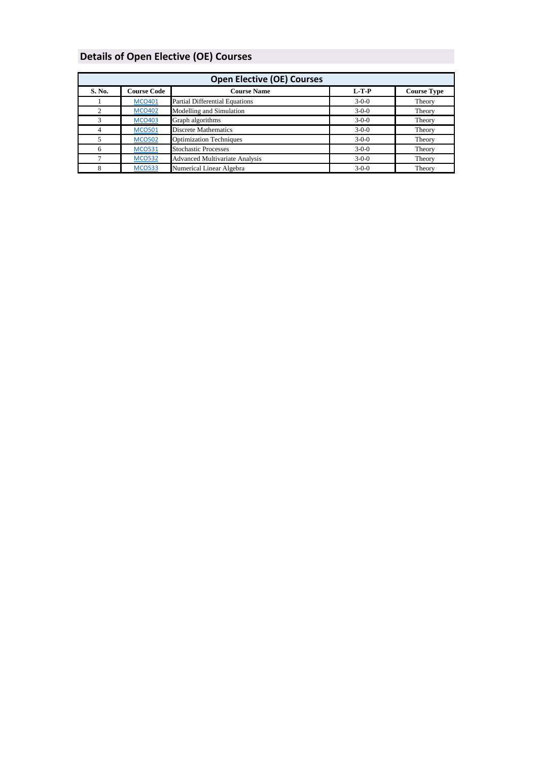## Details of Open Elective (OE) Courses

| Open Elective (OE) Courses | | | | |
|---|---|---|---|---|
| **S. No.** | **Course Code** | **Course Name** | **L-T-P** | **Course Type** |
| 1 | MCO401 | Partial Differential Equations | 3-0-0 | Theory |
| 2 | MCO402 | Modelling and Simulation | 3-0-0 | Theory |
| 3 | MCO403 | Graph algorithms | 3-0-0 | Theory |
| 4 | MCO501 | Discrete Mathematics | 3-0-0 | Theory |
| 5 | MCO502 | Optimization Techniques | 3-0-0 | Theory |
| 6 | MCO531 | Stochastic Processes | 3-0-0 | Theory |
| 7 | MCO532 | Advanced Multivariate Analysis | 3-0-0 | Theory |
| 8 | MCO533 | Numerical Linear Algebra | 3-0-0 | Theory |